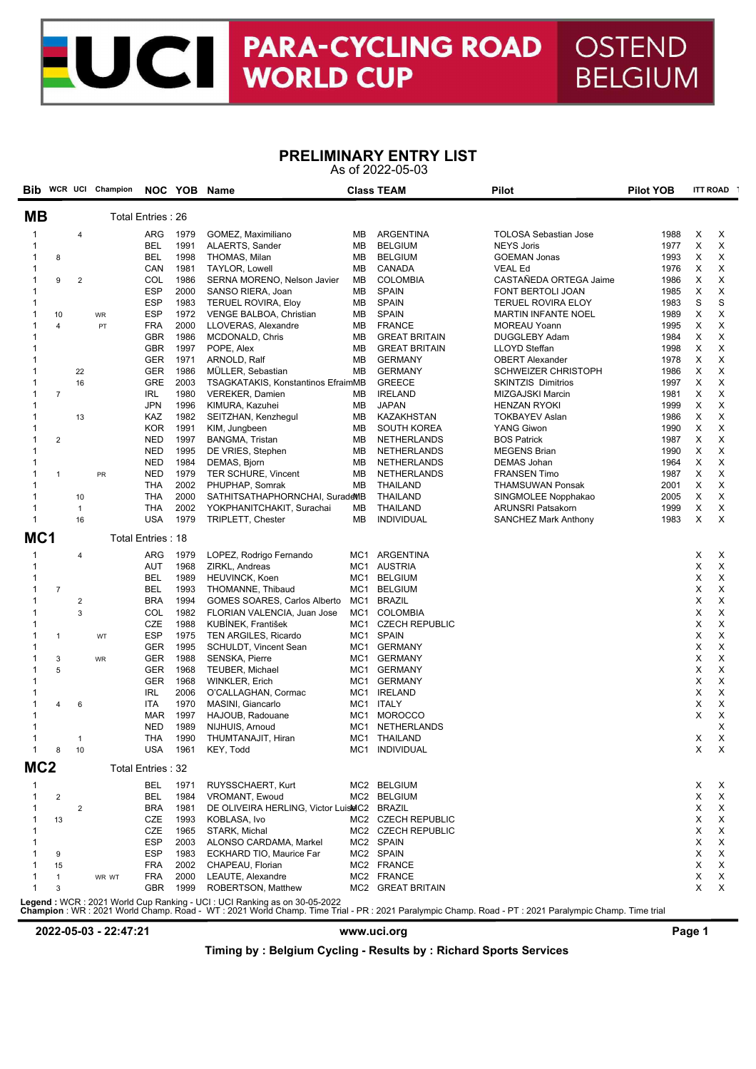# UCI PARA-CYCLING ROAD WORLD CUP OSTEND BELGIUM

## PRELIMINARY ENTRY LIST

As of 2022-05-03

### MB — Total Entries : 26

| Bib | WCR | UCI | Champion | NOC | YOB | Name | Class | TEAM | Pilot | Pilot YOB | ITT | ROAD |
|---|---|---|---|---|---|---|---|---|---|---|---|---|
| 1 | | 4 | | ARG | 1979 | GOMEZ, Maximiliano | MB | ARGENTINA | TOLOSA Sebastian Jose | 1988 | X | X |
| 1 | | | | BEL | 1991 | ALAERTS, Sander | MB | BELGIUM | NEYS Joris | 1977 | X | X |
| 1 | 8 | | | BEL | 1998 | THOMAS, Milan | MB | BELGIUM | GOEMAN Jonas | 1993 | X | X |
| 1 | | | | CAN | 1981 | TAYLOR, Lowell | MB | CANADA | VEAL Ed | 1976 | X | X |
| 1 | 9 | 2 | | COL | 1986 | SERNA MORENO, Nelson Javier | MB | COLOMBIA | CASTAÑEDA ORTEGA Jaime | 1986 | X | X |
| 1 | | | | ESP | 2000 | SANSO RIERA, Joan | MB | SPAIN | FONT BERTOLI JOAN | 1985 | X | X |
| 1 | | | | ESP | 1983 | TERUEL ROVIRA, Eloy | MB | SPAIN | TERUEL ROVIRA ELOY | 1983 | S | S |
| 1 | 10 | | WR | ESP | 1972 | VENGE BALBOA, Christian | MB | SPAIN | MARTIN INFANTE NOEL | 1989 | X | X |
| 1 | 4 | | PT | FRA | 2000 | LLOVERAS, Alexandre | MB | FRANCE | MOREAU Yoann | 1995 | X | X |
| 1 | | | | GBR | 1986 | MCDONALD, Chris | MB | GREAT BRITAIN | DUGGLEBY Adam | 1984 | X | X |
| 1 | | | | GBR | 1997 | POPE, Alex | MB | GREAT BRITAIN | LLOYD Steffan | 1998 | X | X |
| 1 | | | | GER | 1971 | ARNOLD, Ralf | MB | GERMANY | OBERT Alexander | 1978 | X | X |
| 1 | | 22 | | GER | 1986 | MÜLLER, Sebastian | MB | GERMANY | SCHWEIZER CHRISTOPH | 1986 | X | X |
| 1 | | 16 | | GRE | 2003 | TSAGKATAKIS, Konstantinos Efraim | MB | GREECE | SKINTZIS Dimitrios | 1997 | X | X |
| 1 | 7 | | | IRL | 1980 | VEREKER, Damien | MB | IRELAND | MIZGAJSKI Marcin | 1981 | X | X |
| 1 | | | | JPN | 1996 | KIMURA, Kazuhei | MB | JAPAN | HENZAN RYOKI | 1999 | X | X |
| 1 | | 13 | | KAZ | 1982 | SEITZHAN, Kenzhegul | MB | KAZAKHSTAN | TOKBAYEV Aslan | 1986 | X | X |
| 1 | | | | KOR | 1991 | KIM, Jungbeen | MB | SOUTH KOREA | YANG Giwon | 1990 | X | X |
| 1 | 2 | | | NED | 1997 | BANGMA, Tristan | MB | NETHERLANDS | BOS Patrick | 1987 | X | X |
| 1 | | | | NED | 1995 | DE VRIES, Stephen | MB | NETHERLANDS | MEGENS Brian | 1990 | X | X |
| 1 | | | | NED | 1984 | DEMAS, Bjorn | MB | NETHERLANDS | DEMAS Johan | 1964 | X | X |
| 1 | 1 | | PR | NED | 1979 | TER SCHURE, Vincent | MB | NETHERLANDS | FRANSEN Timo | 1987 | X | X |
| 1 | | | | THA | 2002 | PHUPHAP, Somrak | MB | THAILAND | THAMSUWAN Ponsak | 2001 | X | X |
| 1 | | 10 | | THA | 2000 | SATHITSATHAPHORNCHAI, Suradet | MB | THAILAND | SINGMOLEE Nopphakao | 2005 | X | X |
| 1 | | 1 | | THA | 2002 | YOKPHANITCHAKIT, Surachai | MB | THAILAND | ARUNSRI Patsakorn | 1999 | X | X |
| 1 | | 16 | | USA | 1979 | TRIPLETT, Chester | MB | INDIVIDUAL | SANCHEZ Mark Anthony | 1983 | X | X |

### MC1 — Total Entries : 18

| Bib | WCR | UCI | Champion | NOC | YOB | Name | Class | TEAM | Pilot | Pilot YOB | ITT | ROAD |
|---|---|---|---|---|---|---|---|---|---|---|---|---|
| 1 | | 4 | | ARG | 1979 | LOPEZ, Rodrigo Fernando | MC1 | ARGENTINA | | | X | X |
| 1 | | | | AUT | 1968 | ZIRKL, Andreas | MC1 | AUSTRIA | | | X | X |
| 1 | | | | BEL | 1989 | HEUVINCK, Koen | MC1 | BELGIUM | | | X | X |
| 1 | 7 | | | BEL | 1993 | THOMANNE, Thibaud | MC1 | BELGIUM | | | X | X |
| 1 | | 2 | | BRA | 1994 | GOMES SOARES, Carlos Alberto | MC1 | BRAZIL | | | X | X |
| 1 | | 3 | | COL | 1982 | FLORIAN VALENCIA, Juan Jose | MC1 | COLOMBIA | | | X | X |
| 1 | | | | CZE | 1988 | KUBÍNEK, František | MC1 | CZECH REPUBLIC | | | X | X |
| 1 | 1 | | WT | ESP | 1975 | TEN ARGILES, Ricardo | MC1 | SPAIN | | | X | X |
| 1 | | | | GER | 1995 | SCHULDT, Vincent Sean | MC1 | GERMANY | | | X | X |
| 1 | 3 | | WR | GER | 1988 | SENSKA, Pierre | MC1 | GERMANY | | | X | X |
| 1 | 5 | | | GER | 1968 | TEUBER, Michael | MC1 | GERMANY | | | X | X |
| 1 | | | | GER | 1968 | WINKLER, Erich | MC1 | GERMANY | | | X | X |
| 1 | | | | IRL | 2006 | O'CALLAGHAN, Cormac | MC1 | IRELAND | | | X | X |
| 1 | 4 | 6 | | ITA | 1970 | MASINI, Giancarlo | MC1 | ITALY | | | X | X |
| 1 | | | | MAR | 1997 | HAJOUB, Radouane | MC1 | MOROCCO | | | X | X |
| 1 | | | | NED | 1989 | NIJHUIS, Arnoud | MC1 | NETHERLANDS | | | | X |
| 1 | | 1 | | THA | 1990 | THUMTANAJIT, Hiran | MC1 | THAILAND | | | X | X |
| 1 | 8 | 10 | | USA | 1961 | KEY, Todd | MC1 | INDIVIDUAL | | | X | X |

### MC2 — Total Entries : 32

| Bib | WCR | UCI | Champion | NOC | YOB | Name | Class | TEAM | Pilot | Pilot YOB | ITT | ROAD |
|---|---|---|---|---|---|---|---|---|---|---|---|---|
| 1 | | | | BEL | 1971 | RUYSSCHAERT, Kurt | MC2 | BELGIUM | | | X | X |
| 1 | 2 | | | BEL | 1984 | VROMANT, Ewoud | MC2 | BELGIUM | | | X | X |
| 1 | | 2 | | BRA | 1981 | DE OLIVEIRA HERLING, Victor Luise | MC2 | BRAZIL | | | X | X |
| 1 | 13 | | | CZE | 1993 | KOBLASA, Ivo | MC2 | CZECH REPUBLIC | | | X | X |
| 1 | | | | CZE | 1965 | STARK, Michal | MC2 | CZECH REPUBLIC | | | X | X |
| 1 | | | | ESP | 2003 | ALONSO CARDAMA, Markel | MC2 | SPAIN | | | X | X |
| 1 | 9 | | | ESP | 1983 | ECKHARD TIO, Maurice Far | MC2 | SPAIN | | | X | X |
| 1 | 15 | | | FRA | 2002 | CHAPEAU, Florian | MC2 | FRANCE | | | X | X |
| 1 | 1 | | WR WT | FRA | 2000 | LEAUTE, Alexandre | MC2 | FRANCE | | | X | X |
| 1 | 3 | | | GBR | 1999 | ROBERTSON, Matthew | MC2 | GREAT BRITAIN | | | X | X |

**Legend** : WCR : 2021 World Cup Ranking - UCI : UCI Ranking as on 30-05-2022
**Champion** : WR : 2021 World Champ. Road - WT : 2021 World Champ. Time Trial - PR : 2021 Paralympic Champ. Road - PT : 2021 Paralympic Champ. Time trial

2022-05-03 - 22:47:21 — www.uci.org

Timing by : Belgium Cycling - Results by : Richard Sports Services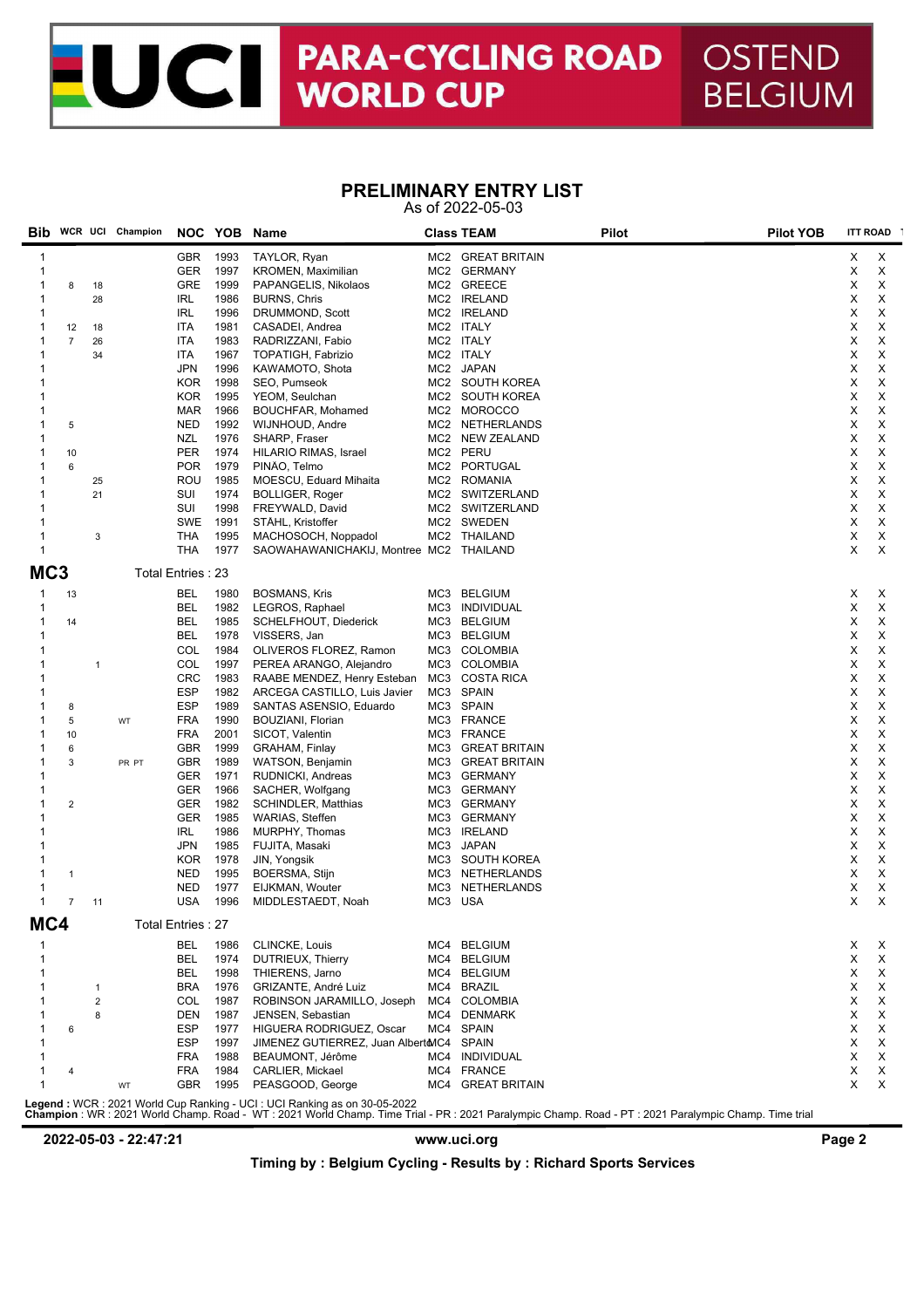# UCI PARA-CYCLING ROAD WORLD CUP OSTEND BELGIUM

## PRELIMINARY ENTRY LIST

As of 2022-05-03

| Bib | WCR | UCI | Champion | NOC | YOB | Name | Class | TEAM | Pilot | Pilot YOB | ITT | ROAD |
|---|---|---|---|---|---|---|---|---|---|---|---|---|
| 1 | | | | GBR | 1993 | TAYLOR, Ryan | MC2 | GREAT BRITAIN | | | X | X |
| 1 | | | | GER | 1997 | KROMEN, Maximilian | MC2 | GERMANY | | | X | X |
| 1 | 8 | 18 | | GRE | 1999 | PAPANGELIS, Nikolaos | MC2 | GREECE | | | X | X |
| 1 | | 28 | | IRL | 1986 | BURNS, Chris | MC2 | IRELAND | | | X | X |
| 1 | | | | IRL | 1996 | DRUMMOND, Scott | MC2 | IRELAND | | | X | X |
| 1 | 12 | 18 | | ITA | 1981 | CASADEI, Andrea | MC2 | ITALY | | | X | X |
| 1 | 7 | 26 | | ITA | 1983 | RADRIZZANI, Fabio | MC2 | ITALY | | | X | X |
| 1 | | 34 | | ITA | 1967 | TOPATIGH, Fabrizio | MC2 | ITALY | | | X | X |
| 1 | | | | JPN | 1996 | KAWAMOTO, Shota | MC2 | JAPAN | | | X | X |
| 1 | | | | KOR | 1998 | SEO, Pumseok | MC2 | SOUTH KOREA | | | X | X |
| 1 | | | | KOR | 1995 | YEOM, Seulchan | MC2 | SOUTH KOREA | | | X | X |
| 1 | | | | MAR | 1966 | BOUCHFAR, Mohamed | MC2 | MOROCCO | | | X | X |
| 1 | 5 | | | NED | 1992 | WIJNHOUD, Andre | MC2 | NETHERLANDS | | | X | X |
| 1 | | | | NZL | 1976 | SHARP, Fraser | MC2 | NEW ZEALAND | | | X | X |
| 1 | 10 | | | PER | 1974 | HILARIO RIMAS, Israel | MC2 | PERU | | | X | X |
| 1 | 6 | | | POR | 1979 | PINÃO, Telmo | MC2 | PORTUGAL | | | X | X |
| 1 | | 25 | | ROU | 1985 | MOESCU, Eduard Mihaita | MC2 | ROMANIA | | | X | X |
| 1 | | 21 | | SUI | 1974 | BOLLIGER, Roger | MC2 | SWITZERLAND | | | X | X |
| 1 | | | | SUI | 1998 | FREYWALD, David | MC2 | SWITZERLAND | | | X | X |
| 1 | | | | SWE | 1991 | STÅHL, Kristoffer | MC2 | SWEDEN | | | X | X |
| 1 | | 3 | | THA | 1995 | MACHOSOCH, Noppadol | MC2 | THAILAND | | | X | X |
| 1 | | | | THA | 1977 | SAOWAHAWANICHAKIJ, Montree | MC2 | THAILAND | | | X | X |

## MC3 Total Entries : 23

| Bib | WCR | UCI | Champion | NOC | YOB | Name | Class | TEAM | Pilot | Pilot YOB | ITT | ROAD |
|---|---|---|---|---|---|---|---|---|---|---|---|---|
| 1 | 13 | | | BEL | 1980 | BOSMANS, Kris | MC3 | BELGIUM | | | X | X |
| 1 | | | | BEL | 1982 | LEGROS, Raphael | MC3 | INDIVIDUAL | | | X | X |
| 1 | 14 | | | BEL | 1985 | SCHELFHOUT, Diederick | MC3 | BELGIUM | | | X | X |
| 1 | | | | BEL | 1978 | VISSERS, Jan | MC3 | BELGIUM | | | X | X |
| 1 | | | | COL | 1984 | OLIVEROS FLOREZ, Ramon | MC3 | COLOMBIA | | | X | X |
| 1 | | 1 | | COL | 1997 | PEREA ARANGO, Alejandro | MC3 | COLOMBIA | | | X | X |
| 1 | | | | CRC | 1983 | RAABE MENDEZ, Henry Esteban | MC3 | COSTA RICA | | | X | X |
| 1 | | | | ESP | 1982 | ARCEGA CASTILLO, Luis Javier | MC3 | SPAIN | | | X | X |
| 1 | 8 | | | ESP | 1989 | SANTAS ASENSIO, Eduardo | MC3 | SPAIN | | | X | X |
| 1 | 5 | | WT | FRA | 1990 | BOUZIANI, Florian | MC3 | FRANCE | | | X | X |
| 1 | 10 | | | FRA | 2001 | SICOT, Valentin | MC3 | FRANCE | | | X | X |
| 1 | 6 | | | GBR | 1999 | GRAHAM, Finlay | MC3 | GREAT BRITAIN | | | X | X |
| 1 | 3 | | PR PT | GBR | 1989 | WATSON, Benjamin | MC3 | GREAT BRITAIN | | | X | X |
| 1 | | | | GER | 1971 | RUDNICKI, Andreas | MC3 | GERMANY | | | X | X |
| 1 | | | | GER | 1966 | SACHER, Wolfgang | MC3 | GERMANY | | | X | X |
| 1 | 2 | | | GER | 1982 | SCHINDLER, Matthias | MC3 | GERMANY | | | X | X |
| 1 | | | | GER | 1985 | WARIAS, Steffen | MC3 | GERMANY | | | X | X |
| 1 | | | | IRL | 1986 | MURPHY, Thomas | MC3 | IRELAND | | | X | X |
| 1 | | | | JPN | 1985 | FUJITA, Masaki | MC3 | JAPAN | | | X | X |
| 1 | | | | KOR | 1978 | JIN, Yongsik | MC3 | SOUTH KOREA | | | X | X |
| 1 | 1 | | | NED | 1995 | BOERSMA, Stijn | MC3 | NETHERLANDS | | | X | X |
| 1 | | | | NED | 1977 | EIJKMAN, Wouter | MC3 | NETHERLANDS | | | X | X |
| 1 | 7 | 11 | | USA | 1996 | MIDDLESTAEDT, Noah | MC3 | USA | | | X | X |

## MC4 Total Entries : 27

| Bib | WCR | UCI | Champion | NOC | YOB | Name | Class | TEAM | Pilot | Pilot YOB | ITT | ROAD |
|---|---|---|---|---|---|---|---|---|---|---|---|---|
| 1 | | | | BEL | 1986 | CLINCKE, Louis | MC4 | BELGIUM | | | X | X |
| 1 | | | | BEL | 1974 | DUTRIEUX, Thierry | MC4 | BELGIUM | | | X | X |
| 1 | | | | BEL | 1998 | THIERENS, Jarno | MC4 | BELGIUM | | | X | X |
| 1 | | 1 | | BRA | 1976 | GRIZANTE, André Luiz | MC4 | BRAZIL | | | X | X |
| 1 | | 2 | | COL | 1987 | ROBINSON JARAMILLO, Joseph | MC4 | COLOMBIA | | | X | X |
| 1 | | 8 | | DEN | 1987 | JENSEN, Sebastian | MC4 | DENMARK | | | X | X |
| 1 | 6 | | | ESP | 1977 | HIGUERA RODRIGUEZ, Oscar | MC4 | SPAIN | | | X | X |
| 1 | | | | ESP | 1997 | JIMENEZ GUTIERREZ, Juan Alberto | MC4 | SPAIN | | | X | X |
| 1 | | | | FRA | 1988 | BEAUMONT, Jérôme | MC4 | INDIVIDUAL | | | X | X |
| 1 | 4 | | | FRA | 1984 | CARLIER, Mickael | MC4 | FRANCE | | | X | X |
| 1 | | | WT | GBR | 1995 | PEASGOOD, George | MC4 | GREAT BRITAIN | | | X | X |

**Legend** : WCR : 2021 World Cup Ranking - UCI : UCI Ranking as on 30-05-2022
**Champion** : WR : 2021 World Champ. Road - WT : 2021 World Champ. Time Trial - PR : 2021 Paralympic Champ. Road - PT : 2021 Paralympic Champ. Time trial

2022-05-03 - 22:47:21 www.uci.org

Timing by : Belgium Cycling - Results by : Richard Sports Services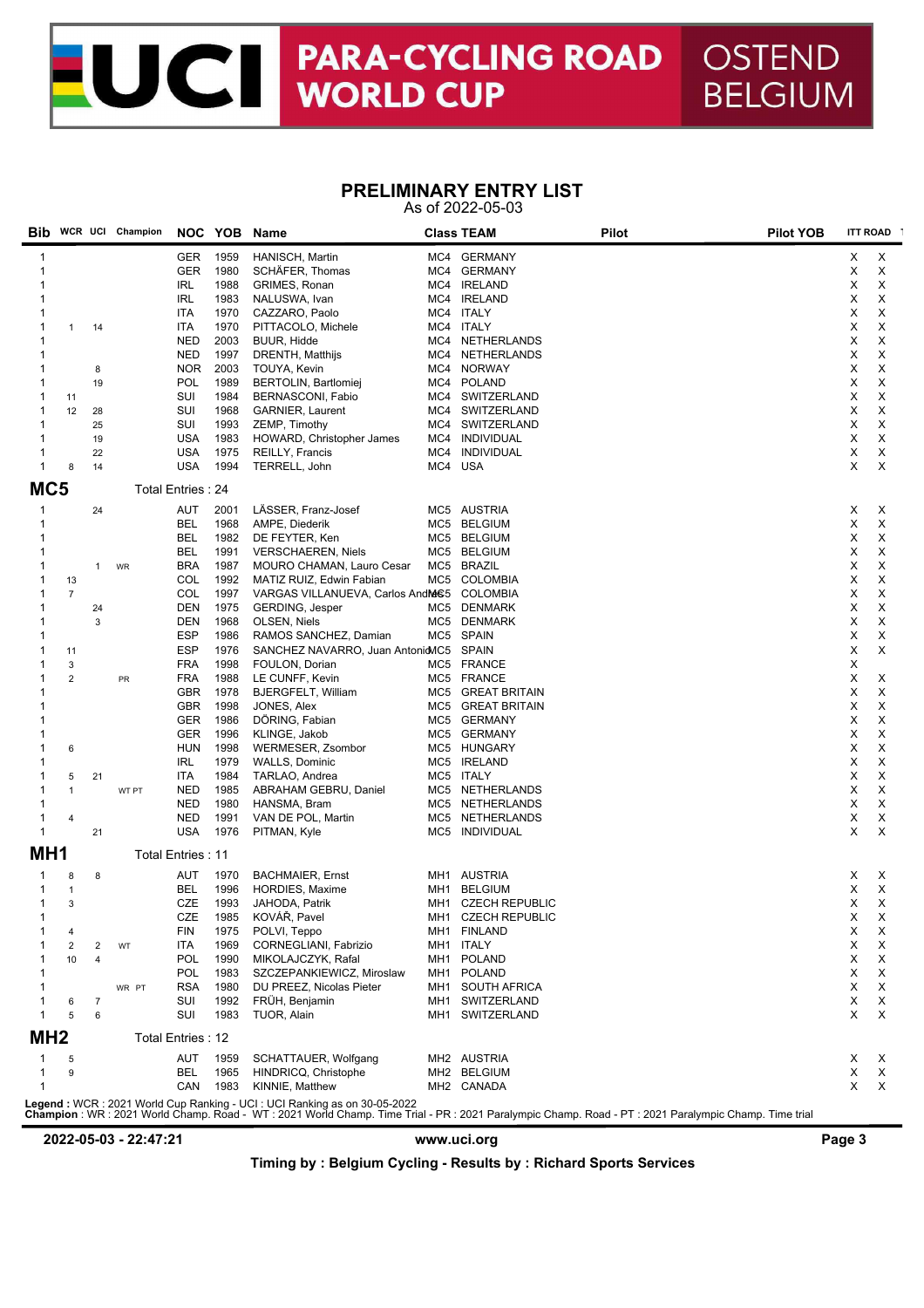# UCI PARA-CYCLING ROAD WORLD CUP OSTEND BELGIUM

## PRELIMINARY ENTRY LIST

As of 2022-05-03

| Bib | WCR | UCI | Champion | NOC | YOB | Name | Class | TEAM | Pilot | Pilot YOB | ITT | ROAD |
|---|---|---|---|---|---|---|---|---|---|---|---|---|
| 1 | | | | GER | 1959 | HANISCH, Martin | MC4 | GERMANY | | | X | X |
| 1 | | | | GER | 1980 | SCHÄFER, Thomas | MC4 | GERMANY | | | X | X |
| 1 | | | | IRL | 1988 | GRIMES, Ronan | MC4 | IRELAND | | | X | X |
| 1 | | | | IRL | 1983 | NALUSWA, Ivan | MC4 | IRELAND | | | X | X |
| 1 | | | | ITA | 1970 | CAZZARO, Paolo | MC4 | ITALY | | | X | X |
| 1 | 1 | 14 | | ITA | 1970 | PITTACOLO, Michele | MC4 | ITALY | | | X | X |
| 1 | | | | NED | 2003 | BUUR, Hidde | MC4 | NETHERLANDS | | | X | X |
| 1 | | | | NED | 1997 | DRENTH, Matthijs | MC4 | NETHERLANDS | | | X | X |
| 1 | | 8 | | NOR | 2003 | TOUYA, Kevin | MC4 | NORWAY | | | X | X |
| 1 | | 19 | | POL | 1989 | BERTOLIN, Bartlomiej | MC4 | POLAND | | | X | X |
| 1 | 11 | | | SUI | 1984 | BERNASCONI, Fabio | MC4 | SWITZERLAND | | | X | X |
| 1 | 12 | 28 | | SUI | 1968 | GARNIER, Laurent | MC4 | SWITZERLAND | | | X | X |
| 1 | | 25 | | SUI | 1993 | ZEMP, Timothy | MC4 | SWITZERLAND | | | X | X |
| 1 | | 19 | | USA | 1983 | HOWARD, Christopher James | MC4 | INDIVIDUAL | | | X | X |
| 1 | | 22 | | USA | 1975 | REILLY, Francis | MC4 | INDIVIDUAL | | | X | X |
| 1 | 8 | 14 | | USA | 1994 | TERRELL, John | MC4 | USA | | | X | X |

## MC5

Total Entries : 24

| Bib | WCR | UCI | Champion | NOC | YOB | Name | Class | TEAM | Pilot | Pilot YOB | ITT | ROAD |
|---|---|---|---|---|---|---|---|---|---|---|---|---|
| 1 | | 24 | | AUT | 2001 | LÄSSER, Franz-Josef | MC5 | AUSTRIA | | | X | X |
| 1 | | | | BEL | 1968 | AMPE, Diederik | MC5 | BELGIUM | | | X | X |
| 1 | | | | BEL | 1982 | DE FEYTER, Ken | MC5 | BELGIUM | | | X | X |
| 1 | | | | BEL | 1991 | VERSCHAEREN, Niels | MC5 | BELGIUM | | | X | X |
| 1 | | 1 | WR | BRA | 1987 | MOURO CHAMAN, Lauro Cesar | MC5 | BRAZIL | | | X | X |
| 1 | 13 | | | COL | 1992 | MATIZ RUIZ, Edwin Fabian | MC5 | COLOMBIA | | | X | X |
| 1 | 7 | | | COL | 1997 | VARGAS VILLANUEVA, Carlos Andres | MC5 | COLOMBIA | | | X | X |
| 1 | | 24 | | DEN | 1975 | GERDING, Jesper | MC5 | DENMARK | | | X | X |
| 1 | | 3 | | DEN | 1968 | OLSEN, Niels | MC5 | DENMARK | | | X | X |
| 1 | | | | ESP | 1986 | RAMOS SANCHEZ, Damian | MC5 | SPAIN | | | X | X |
| 1 | 11 | | | ESP | 1976 | SANCHEZ NAVARRO, Juan Antonio | MC5 | SPAIN | | | X | X |
| 1 | 3 | | | FRA | 1998 | FOULON, Dorian | MC5 | FRANCE | | | X | |
| 1 | 2 | | PR | FRA | 1988 | LE CUNFF, Kevin | MC5 | FRANCE | | | X | X |
| 1 | | | | GBR | 1978 | BJERGFELT, William | MC5 | GREAT BRITAIN | | | X | X |
| 1 | | | | GBR | 1998 | JONES, Alex | MC5 | GREAT BRITAIN | | | X | X |
| 1 | | | | GER | 1986 | DÖRING, Fabian | MC5 | GERMANY | | | X | X |
| 1 | | | | GER | 1996 | KLINGE, Jakob | MC5 | GERMANY | | | X | X |
| 1 | 6 | | | HUN | 1998 | WERMESER, Zsombor | MC5 | HUNGARY | | | X | X |
| 1 | | | | IRL | 1979 | WALLS, Dominic | MC5 | IRELAND | | | X | X |
| 1 | 5 | 21 | | ITA | 1984 | TARLAO, Andrea | MC5 | ITALY | | | X | X |
| 1 | 1 | | WT PT | NED | 1985 | ABRAHAM GEBRU, Daniel | MC5 | NETHERLANDS | | | X | X |
| 1 | | | | NED | 1980 | HANSMA, Bram | MC5 | NETHERLANDS | | | X | X |
| 1 | 4 | | | NED | 1991 | VAN DE POL, Martin | MC5 | NETHERLANDS | | | X | X |
| 1 | | 21 | | USA | 1976 | PITMAN, Kyle | MC5 | INDIVIDUAL | | | X | X |

## MH1

Total Entries : 11

| Bib | WCR | UCI | Champion | NOC | YOB | Name | Class | TEAM | Pilot | Pilot YOB | ITT | ROAD |
|---|---|---|---|---|---|---|---|---|---|---|---|---|
| 1 | 8 | 8 | | AUT | 1970 | BACHMAIER, Ernst | MH1 | AUSTRIA | | | X | X |
| 1 | 1 | | | BEL | 1996 | HORDIES, Maxime | MH1 | BELGIUM | | | X | X |
| 1 | 3 | | | CZE | 1993 | JAHODA, Patrik | MH1 | CZECH REPUBLIC | | | X | X |
| 1 | | | | CZE | 1985 | KOVÁŘ, Pavel | MH1 | CZECH REPUBLIC | | | X | X |
| 1 | 4 | | | FIN | 1975 | POLVI, Teppo | MH1 | FINLAND | | | X | X |
| 1 | 2 | 2 | WT | ITA | 1969 | CORNEGLIANI, Fabrizio | MH1 | ITALY | | | X | X |
| 1 | 10 | 4 | | POL | 1990 | MIKOLAJCZYK, Rafal | MH1 | POLAND | | | X | X |
| 1 | | | | POL | 1983 | SZCZEPANKIEWICZ, Miroslaw | MH1 | POLAND | | | X | X |
| 1 | | | WR PT | RSA | 1980 | DU PREEZ, Nicolas Pieter | MH1 | SOUTH AFRICA | | | X | X |
| 1 | 6 | 7 | | SUI | 1992 | FRÜH, Benjamin | MH1 | SWITZERLAND | | | X | X |
| 1 | 5 | 6 | | SUI | 1983 | TUOR, Alain | MH1 | SWITZERLAND | | | X | X |

## MH2

Total Entries : 12

| Bib | WCR | UCI | Champion | NOC | YOB | Name | Class | TEAM | Pilot | Pilot YOB | ITT | ROAD |
|---|---|---|---|---|---|---|---|---|---|---|---|---|
| 1 | 5 | | | AUT | 1959 | SCHATTAUER, Wolfgang | MH2 | AUSTRIA | | | X | X |
| 1 | 9 | | | BEL | 1965 | HINDRICQ, Christophe | MH2 | BELGIUM | | | X | X |
| 1 | | | | CAN | 1983 | KINNIE, Matthew | MH2 | CANADA | | | X | X |

**Legend** : WCR : 2021 World Cup Ranking - UCI : UCI Ranking as on 30-05-2022
**Champion** : WR : 2021 World Champ. Road - WT : 2021 World Champ. Time Trial - PR : 2021 Paralympic Champ. Road - PT : 2021 Paralympic Champ. Time trial

2022-05-03 - 22:47:21 www.uci.org

Timing by : Belgium Cycling - Results by : Richard Sports Services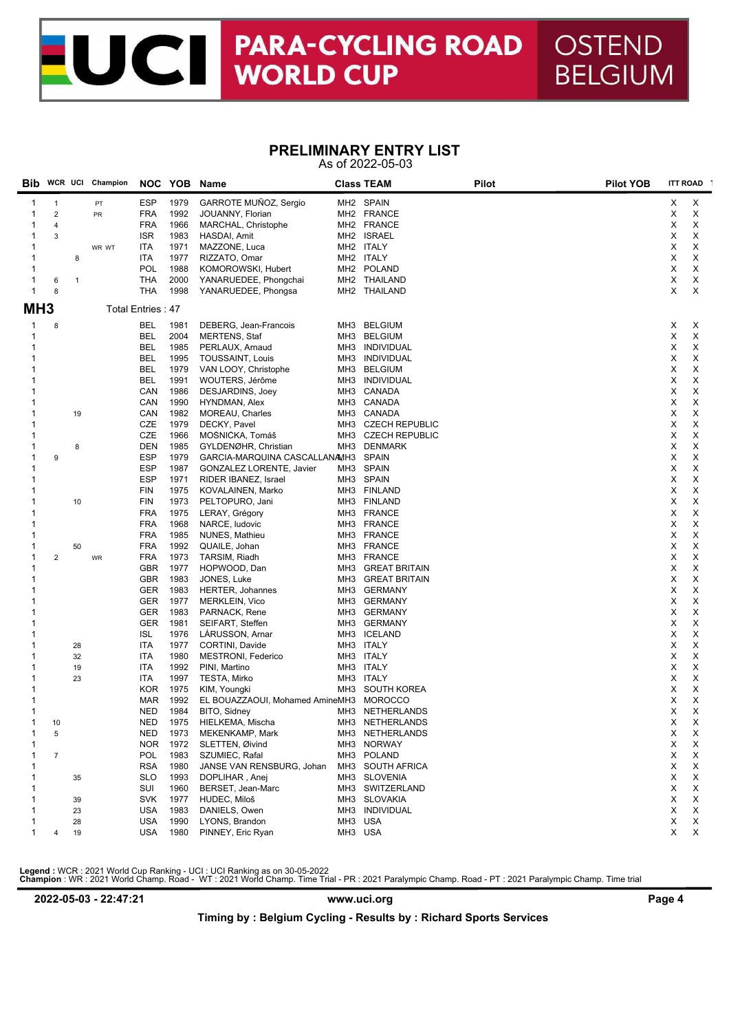# UCI PARA-CYCLING ROAD WORLD CUP OSTEND BELGIUM

## PRELIMINARY ENTRY LIST

As of 2022-05-03

| Bib | WCR | UCI | Champion | NOC | YOB | Name | Class | TEAM | Pilot | Pilot YOB | ITT | ROAD |
|---|---|---|---|---|---|---|---|---|---|---|---|---|
| 1 | 1 | | PT | ESP | 1979 | GARROTE MUÑOZ, Sergio | MH2 | SPAIN | | | X | X |
| 1 | 2 | | PR | FRA | 1992 | JOUANNY, Florian | MH2 | FRANCE | | | X | X |
| 1 | 4 | | | FRA | 1966 | MARCHAL, Christophe | MH2 | FRANCE | | | X | X |
| 1 | 3 | | | ISR | 1983 | HASDAI, Amit | MH2 | ISRAEL | | | X | X |
| 1 | | | WR WT | ITA | 1971 | MAZZONE, Luca | MH2 | ITALY | | | X | X |
| 1 | | 8 | | ITA | 1977 | RIZZATO, Omar | MH2 | ITALY | | | X | X |
| 1 | | | | POL | 1988 | KOMOROWSKI, Hubert | MH2 | POLAND | | | X | X |
| 1 | 6 | 1 | | THA | 2000 | YANARUEDEE, Phongchai | MH2 | THAILAND | | | X | X |
| 1 | 8 | | | THA | 1998 | YANARUEDEE, Phongsa | MH2 | THAILAND | | | X | X |

## MH3

Total Entries : 47

| Bib | WCR | UCI | Champion | NOC | YOB | Name | Class | TEAM | Pilot | Pilot YOB | ITT | ROAD |
|---|---|---|---|---|---|---|---|---|---|---|---|---|
| 1 | 8 | | | BEL | 1981 | DEBERG, Jean-Francois | MH3 | BELGIUM | | | X | X |
| 1 | | | | BEL | 2004 | MERTENS, Staf | MH3 | BELGIUM | | | X | X |
| 1 | | | | BEL | 1985 | PERLAUX, Arnaud | MH3 | INDIVIDUAL | | | X | X |
| 1 | | | | BEL | 1995 | TOUSSAINT, Louis | MH3 | INDIVIDUAL | | | X | X |
| 1 | | | | BEL | 1979 | VAN LOOY, Christophe | MH3 | BELGIUM | | | X | X |
| 1 | | | | BEL | 1991 | WOUTERS, Jérôme | MH3 | INDIVIDUAL | | | X | X |
| 1 | | | | CAN | 1986 | DESJARDINS, Joey | MH3 | CANADA | | | X | X |
| 1 | | | | CAN | 1990 | HYNDMAN, Alex | MH3 | CANADA | | | X | X |
| 1 | | 19 | | CAN | 1982 | MOREAU, Charles | MH3 | CANADA | | | X | X |
| 1 | | | | CZE | 1979 | DECKY, Pavel | MH3 | CZECH REPUBLIC | | | X | X |
| 1 | | | | CZE | 1966 | MOSNICKA, Tomáš | MH3 | CZECH REPUBLIC | | | X | X |
| 1 | | 8 | | DEN | 1985 | GYLDENØHR, Christian | MH3 | DENMARK | | | X | X |
| 1 | 9 | | | ESP | 1979 | GARCIA-MARQUINA CASCALLANA | MH3 | SPAIN | | | X | X |
| 1 | | | | ESP | 1987 | GONZALEZ LORENTE, Javier | MH3 | SPAIN | | | X | X |
| 1 | | | | ESP | 1971 | RIDER IBANEZ, Israel | MH3 | SPAIN | | | X | X |
| 1 | | | | FIN | 1975 | KOVALAINEN, Marko | MH3 | FINLAND | | | X | X |
| 1 | | 10 | | FIN | 1973 | PELTOPURO, Jani | MH3 | FINLAND | | | X | X |
| 1 | | | | FRA | 1975 | LERAY, Grégory | MH3 | FRANCE | | | X | X |
| 1 | | | | FRA | 1968 | NARCE, ludovic | MH3 | FRANCE | | | X | X |
| 1 | | | | FRA | 1985 | NUNES, Mathieu | MH3 | FRANCE | | | X | X |
| 1 | | 50 | | FRA | 1992 | QUAILE, Johan | MH3 | FRANCE | | | X | X |
| 1 | 2 | | WR | FRA | 1973 | TARSIM, Riadh | MH3 | FRANCE | | | X | X |
| 1 | | | | GBR | 1977 | HOPWOOD, Dan | MH3 | GREAT BRITAIN | | | X | X |
| 1 | | | | GBR | 1983 | JONES, Luke | MH3 | GREAT BRITAIN | | | X | X |
| 1 | | | | GER | 1983 | HERTER, Johannes | MH3 | GERMANY | | | X | X |
| 1 | | | | GER | 1977 | MERKLEIN, Vico | MH3 | GERMANY | | | X | X |
| 1 | | | | GER | 1983 | PARNACK, Rene | MH3 | GERMANY | | | X | X |
| 1 | | | | GER | 1981 | SEIFART, Steffen | MH3 | GERMANY | | | X | X |
| 1 | | | | ISL | 1976 | LÁRUSSON, Arnar | MH3 | ICELAND | | | X | X |
| 1 | | 28 | | ITA | 1977 | CORTINI, Davide | MH3 | ITALY | | | X | X |
| 1 | | 32 | | ITA | 1980 | MESTRONI, Federico | MH3 | ITALY | | | X | X |
| 1 | | 19 | | ITA | 1992 | PINI, Martino | MH3 | ITALY | | | X | X |
| 1 | | 23 | | ITA | 1997 | TESTA, Mirko | MH3 | ITALY | | | X | X |
| 1 | | | | KOR | 1975 | KIM, Youngki | MH3 | SOUTH KOREA | | | X | X |
| 1 | | | | MAR | 1992 | EL BOUAZZAOUI, Mohamed Amine | MH3 | MOROCCO | | | X | X |
| 1 | | | | NED | 1984 | BITO, Sidney | MH3 | NETHERLANDS | | | X | X |
| 1 | 10 | | | NED | 1975 | HIELKEMA, Mischa | MH3 | NETHERLANDS | | | X | X |
| 1 | 5 | | | NED | 1973 | MEKENKAMP, Mark | MH3 | NETHERLANDS | | | X | X |
| 1 | | | | NOR | 1972 | SLETTEN, Øivind | MH3 | NORWAY | | | X | X |
| 1 | 7 | | | POL | 1983 | SZUMIEC, Rafal | MH3 | POLAND | | | X | X |
| 1 | | | | RSA | 1980 | JANSE VAN RENSBURG, Johan | MH3 | SOUTH AFRICA | | | X | X |
| 1 | | 35 | | SLO | 1993 | DOPLIHAR , Anej | MH3 | SLOVENIA | | | X | X |
| 1 | | | | SUI | 1960 | BERSET, Jean-Marc | MH3 | SWITZERLAND | | | X | X |
| 1 | | 39 | | SVK | 1977 | HUDEC, Miloš | MH3 | SLOVAKIA | | | X | X |
| 1 | | 23 | | USA | 1983 | DANIELS, Owen | MH3 | INDIVIDUAL | | | X | X |
| 1 | | 28 | | USA | 1990 | LYONS, Brandon | MH3 | USA | | | X | X |
| 1 | 4 | 19 | | USA | 1980 | PINNEY, Eric Ryan | MH3 | USA | | | X | X |

**Legend** : WCR : 2021 World Cup Ranking - UCI : UCI Ranking as on 30-05-2022
**Champion** : WR : 2021 World Champ. Road - WT : 2021 World Champ. Time Trial - PR : 2021 Paralympic Champ. Road - PT : 2021 Paralympic Champ. Time trial

**2022-05-03 - 22:47:21** www.uci.org

**Timing by : Belgium Cycling - Results by : Richard Sports Services**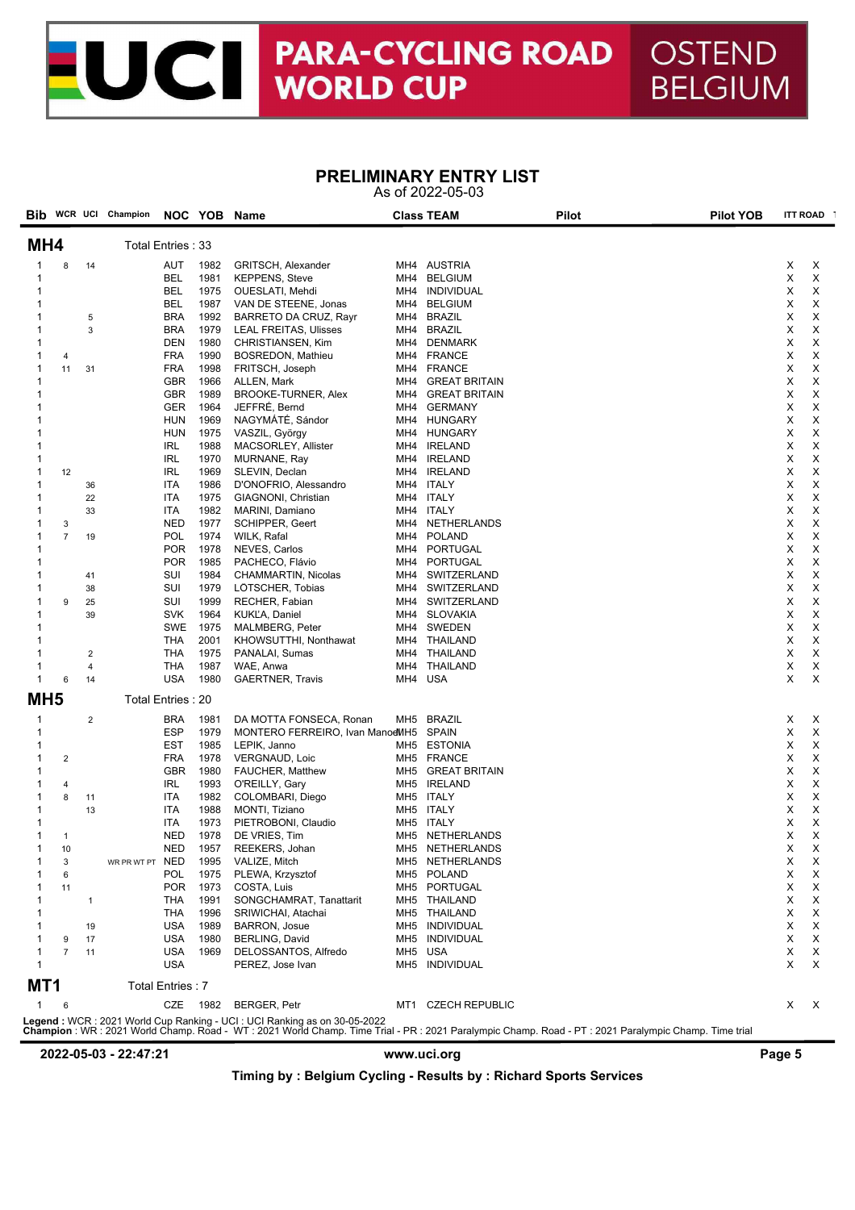# UCI PARA-CYCLING ROAD WORLD CUP OSTEND BELGIUM

## PRELIMINARY ENTRY LIST

As of 2022-05-03

## MH4

Total Entries : 33

| Bib | WCR | UCI | Champion | NOC | YOB | Name | Class | TEAM | Pilot | Pilot YOB | ITT | ROAD |
|---|---|---|---|---|---|---|---|---|---|---|---|---|
| 1 | 8 | 14 | | AUT | 1982 | GRITSCH, Alexander | MH4 | AUSTRIA | | | X | X |
| 1 | | | | BEL | 1981 | KEPPENS, Steve | MH4 | BELGIUM | | | X | X |
| 1 | | | | BEL | 1975 | OUESLATI, Mehdi | MH4 | INDIVIDUAL | | | X | X |
| 1 | | | | BEL | 1987 | VAN DE STEENE, Jonas | MH4 | BELGIUM | | | X | X |
| 1 | | 5 | | BRA | 1992 | BARRETO DA CRUZ, Rayr | MH4 | BRAZIL | | | X | X |
| 1 | | 3 | | BRA | 1979 | LEAL FREITAS, Ulisses | MH4 | BRAZIL | | | X | X |
| 1 | | | | DEN | 1980 | CHRISTIANSEN, Kim | MH4 | DENMARK | | | X | X |
| 1 | 4 | | | FRA | 1990 | BOSREDON, Mathieu | MH4 | FRANCE | | | X | X |
| 1 | 11 | 31 | | FRA | 1998 | FRITSCH, Joseph | MH4 | FRANCE | | | X | X |
| 1 | | | | GBR | 1966 | ALLEN, Mark | MH4 | GREAT BRITAIN | | | X | X |
| 1 | | | | GBR | 1989 | BROOKE-TURNER, Alex | MH4 | GREAT BRITAIN | | | X | X |
| 1 | | | | GER | 1964 | JEFFRÉ, Bernd | MH4 | GERMANY | | | X | X |
| 1 | | | | HUN | 1969 | NAGYMÁTÉ, Sándor | MH4 | HUNGARY | | | X | X |
| 1 | | | | HUN | 1975 | VASZIL, György | MH4 | HUNGARY | | | X | X |
| 1 | | | | IRL | 1988 | MACSORLEY, Allister | MH4 | IRELAND | | | X | X |
| 1 | | | | IRL | 1970 | MURNANE, Ray | MH4 | IRELAND | | | X | X |
| 1 | 12 | | | IRL | 1969 | SLEVIN, Declan | MH4 | IRELAND | | | X | X |
| 1 | | 36 | | ITA | 1986 | D'ONOFRIO, Alessandro | MH4 | ITALY | | | X | X |
| 1 | | 22 | | ITA | 1975 | GIAGNONI, Christian | MH4 | ITALY | | | X | X |
| 1 | | 33 | | ITA | 1982 | MARINI, Damiano | MH4 | ITALY | | | X | X |
| 1 | 3 | | | NED | 1977 | SCHIPPER, Geert | MH4 | NETHERLANDS | | | X | X |
| 1 | 7 | 19 | | POL | 1974 | WILK, Rafal | MH4 | POLAND | | | X | X |
| 1 | | | | POR | 1978 | NEVES, Carlos | MH4 | PORTUGAL | | | X | X |
| 1 | | | | POR | 1985 | PACHECO, Flávio | MH4 | PORTUGAL | | | X | X |
| 1 | | 41 | | SUI | 1984 | CHAMMARTIN, Nicolas | MH4 | SWITZERLAND | | | X | X |
| 1 | | 38 | | SUI | 1979 | LOTSCHER, Tobias | MH4 | SWITZERLAND | | | X | X |
| 1 | 9 | 25 | | SUI | 1999 | RECHER, Fabian | MH4 | SWITZERLAND | | | X | X |
| 1 | | 39 | | SVK | 1964 | KUKĽA, Daniel | MH4 | SLOVAKIA | | | X | X |
| 1 | | | | SWE | 1975 | MALMBERG, Peter | MH4 | SWEDEN | | | X | X |
| 1 | | | | THA | 2001 | KHOWSUTTHI, Nonthawat | MH4 | THAILAND | | | X | X |
| 1 | | 2 | | THA | 1975 | PANALAI, Sumas | MH4 | THAILAND | | | X | X |
| 1 | | 4 | | THA | 1987 | WAE, Anwa | MH4 | THAILAND | | | X | X |
| 1 | 6 | 14 | | USA | 1980 | GAERTNER, Travis | MH4 | USA | | | X | X |

## MH5

Total Entries : 20

| Bib | WCR | UCI | Champion | NOC | YOB | Name | Class | TEAM | Pilot | Pilot YOB | ITT | ROAD |
|---|---|---|---|---|---|---|---|---|---|---|---|---|
| 1 | | 2 | | BRA | 1981 | DA MOTTA FONSECA, Ronan | MH5 | BRAZIL | | | X | X |
| 1 | | | | ESP | 1979 | MONTERO FERREIRO, Ivan Manoel | MH5 | SPAIN | | | X | X |
| 1 | | | | EST | 1985 | LEPIK, Janno | MH5 | ESTONIA | | | X | X |
| 1 | 2 | | | FRA | 1978 | VERGNAUD, Loic | MH5 | FRANCE | | | X | X |
| 1 | | | | GBR | 1980 | FAUCHER, Matthew | MH5 | GREAT BRITAIN | | | X | X |
| 1 | 4 | | | IRL | 1993 | O'REILLY, Gary | MH5 | IRELAND | | | X | X |
| 1 | 8 | 11 | | ITA | 1982 | COLOMBARI, Diego | MH5 | ITALY | | | X | X |
| 1 | | 13 | | ITA | 1988 | MONTI, Tiziano | MH5 | ITALY | | | X | X |
| 1 | | | | ITA | 1973 | PIETROBONI, Claudio | MH5 | ITALY | | | X | X |
| 1 | 1 | | | NED | 1978 | DE VRIES, Tim | MH5 | NETHERLANDS | | | X | X |
| 1 | 10 | | | NED | 1957 | REEKERS, Johan | MH5 | NETHERLANDS | | | X | X |
| 1 | 3 | | WR PR WT PT | NED | 1995 | VALIZE, Mitch | MH5 | NETHERLANDS | | | X | X |
| 1 | 6 | | | POL | 1975 | PLEWA, Krzysztof | MH5 | POLAND | | | X | X |
| 1 | 11 | | | POR | 1973 | COSTA, Luis | MH5 | PORTUGAL | | | X | X |
| 1 | | 1 | | THA | 1991 | SONGCHAMRAT, Tanattarit | MH5 | THAILAND | | | X | X |
| 1 | | | | THA | 1996 | SRIWICHAI, Atachai | MH5 | THAILAND | | | X | X |
| 1 | | 19 | | USA | 1989 | BARRON, Josue | MH5 | INDIVIDUAL | | | X | X |
| 1 | 9 | 17 | | USA | 1980 | BERLING, David | MH5 | INDIVIDUAL | | | X | X |
| 1 | 7 | 11 | | USA | 1969 | DELOSSANTOS, Alfredo | MH5 | USA | | | X | X |
| 1 | | | | USA | | PEREZ, Jose Ivan | MH5 | INDIVIDUAL | | | X | X |

## MT1

Total Entries : 7

| Bib | WCR | UCI | Champion | NOC | YOB | Name | Class | TEAM | Pilot | Pilot YOB | ITT | ROAD |
|---|---|---|---|---|---|---|---|---|---|---|---|---|
| 1 | 6 | | | CZE | 1982 | BERGER, Petr | MT1 | CZECH REPUBLIC | | | X | X |

**Legend** : WCR : 2021 World Cup Ranking - UCI : UCI Ranking as on 30-05-2022
**Champion** : WR : 2021 World Champ. Road - WT : 2021 World Champ. Time Trial - PR : 2021 Paralympic Champ. Road - PT : 2021 Paralympic Champ. Time trial

**2022-05-03 - 22:47:21** www.uci.org

**Timing by : Belgium Cycling - Results by : Richard Sports Services**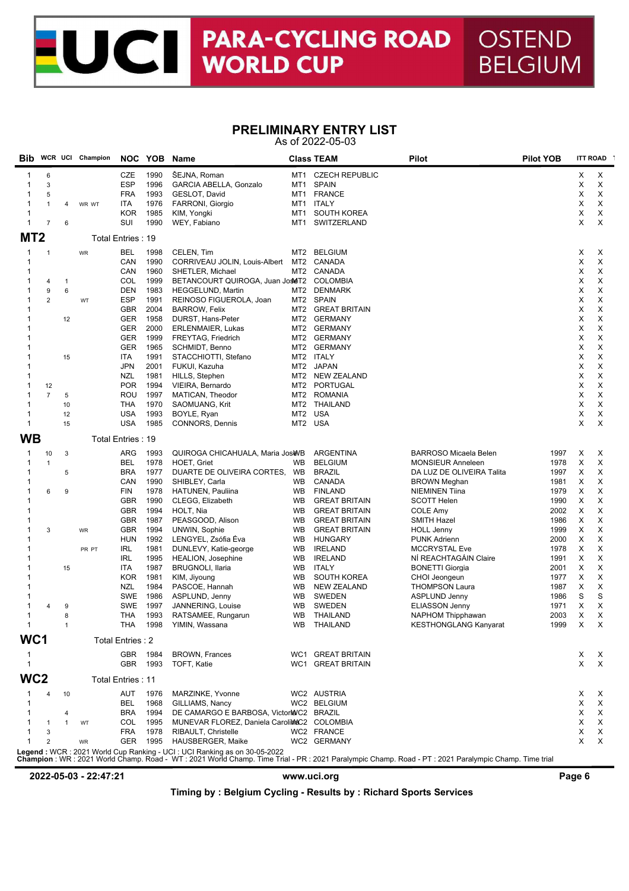# PARA-CYCLING ROAD WORLD CUP

OSTEND BELGIUM

## PRELIMINARY ENTRY LIST

As of 2022-05-03

| Bib | WCR | UCI | Champion | NOC | YOB | Name | Class | TEAM | Pilot | Pilot YOB | ITT | ROAD |
|---|---|---|---|---|---|---|---|---|---|---|---|---|
| 1 | 6 | | | CZE | 1990 | ŠEJNA, Roman | MT1 | CZECH REPUBLIC | | | X | X |
| 1 | 3 | | | ESP | 1996 | GARCIA ABELLA, Gonzalo | MT1 | SPAIN | | | X | X |
| 1 | 5 | | | FRA | 1993 | GESLOT, David | MT1 | FRANCE | | | X | X |
| 1 | 1 | 4 | WR WT | ITA | 1976 | FARRONI, Giorgio | MT1 | ITALY | | | X | X |
| 1 | | | | KOR | 1985 | KIM, Yongki | MT1 | SOUTH KOREA | | | X | X |
| 1 | 7 | 6 | | SUI | 1990 | WEY, Fabiano | MT1 | SWITZERLAND | | | X | X |

### MT2 Total Entries : 19

| Bib | WCR | UCI | Champion | NOC | YOB | Name | Class | TEAM | Pilot | Pilot YOB | ITT | ROAD |
|---|---|---|---|---|---|---|---|---|---|---|---|---|
| 1 | 1 | | WR | BEL | 1998 | CELEN, Tim | MT2 | BELGIUM | | | X | X |
| 1 | | | | CAN | 1990 | CORRIVEAU JOLIN, Louis-Albert | MT2 | CANADA | | | X | X |
| 1 | | | | CAN | 1960 | SHETLER, Michael | MT2 | CANADA | | | X | X |
| 1 | 4 | 1 | | COL | 1999 | BETANCOURT QUIROGA, Juan José | MT2 | COLOMBIA | | | X | X |
| 1 | 9 | 6 | | DEN | 1983 | HEGGELUND, Martin | MT2 | DENMARK | | | X | X |
| 1 | 2 | | WT | ESP | 1991 | REINOSO FIGUEROLA, Joan | MT2 | SPAIN | | | X | X |
| 1 | | | | GBR | 2004 | BARROW, Felix | MT2 | GREAT BRITAIN | | | X | X |
| 1 | | 12 | | GER | 1958 | DURST, Hans-Peter | MT2 | GERMANY | | | X | X |
| 1 | | | | GER | 2000 | ERLENMAIER, Lukas | MT2 | GERMANY | | | X | X |
| 1 | | | | GER | 1999 | FREYTAG, Friedrich | MT2 | GERMANY | | | X | X |
| 1 | | | | GER | 1965 | SCHMIDT, Benno | MT2 | GERMANY | | | X | X |
| 1 | | 15 | | ITA | 1991 | STACCHIOTTI, Stefano | MT2 | ITALY | | | X | X |
| 1 | | | | JPN | 2001 | FUKUI, Kazuha | MT2 | JAPAN | | | X | X |
| 1 | | | | NZL | 1981 | HILLS, Stephen | MT2 | NEW ZEALAND | | | X | X |
| 1 | 12 | | | POR | 1994 | VIEIRA, Bernardo | MT2 | PORTUGAL | | | X | X |
| 1 | 7 | 5 | | ROU | 1997 | MATICAN, Theodor | MT2 | ROMANIA | | | X | X |
| 1 | | 10 | | THA | 1970 | SAOMUANG, Krit | MT2 | THAILAND | | | X | X |
| 1 | | 12 | | USA | 1993 | BOYLE, Ryan | MT2 | USA | | | X | X |
| 1 | | 15 | | USA | 1985 | CONNORS, Dennis | MT2 | USA | | | X | X |

### WB Total Entries : 19

| Bib | WCR | UCI | Champion | NOC | YOB | Name | Class | TEAM | Pilot | Pilot YOB | ITT | ROAD |
|---|---|---|---|---|---|---|---|---|---|---|---|---|
| 1 | 10 | 3 | | ARG | 1993 | QUIROGA CHICAHUALA, Maria José | WB | ARGENTINA | BARROSO Micaela Belen | 1997 | X | X |
| 1 | 1 | | | BEL | 1978 | HOET, Griet | WB | BELGIUM | MONSIEUR Anneleen | 1978 | X | X |
| 1 | | 5 | | BRA | 1977 | DUARTE DE OLIVEIRA CORTES, | WB | BRAZIL | DA LUZ DE OLIVEIRA Talita | 1997 | X | X |
| 1 | | | | CAN | 1990 | SHIBLEY, Carla | WB | CANADA | BROWN Meghan | 1981 | X | X |
| 1 | 6 | 9 | | FIN | 1978 | HATUNEN, Pauliina | WB | FINLAND | NIEMINEN Tiina | 1979 | X | X |
| 1 | | | | GBR | 1990 | CLEGG, Elizabeth | WB | GREAT BRITAIN | SCOTT Helen | 1990 | X | X |
| 1 | | | | GBR | 1994 | HOLT, Nia | WB | GREAT BRITAIN | COLE Amy | 2002 | X | X |
| 1 | | | | GBR | 1987 | PEASGOOD, Alison | WB | GREAT BRITAIN | SMITH Hazel | 1986 | X | X |
| 1 | 3 | | WR | GBR | 1994 | UNWIN, Sophie | WB | GREAT BRITAIN | HOLL Jenny | 1999 | X | X |
| 1 | | | | HUN | 1992 | LENGYEL, Zsófia Éva | WB | HUNGARY | PUNK Adrienn | 2000 | X | X |
| 1 | | | PR PT | IRL | 1981 | DUNLEVY, Katie-george | WB | IRELAND | MCCRYSTAL Eve | 1978 | X | X |
| 1 | | | | IRL | 1995 | HEALION, Josephine | WB | IRELAND | NÍ REACHTAGÁIN Claire | 1991 | X | X |
| 1 | 15 | | | ITA | 1987 | BRUGNOLI, Ilaria | WB | ITALY | BONETTI Giorgia | 2001 | X | X |
| 1 | | | | KOR | 1981 | KIM, Jiyoung | WB | SOUTH KOREA | CHOI Jeongeun | 1977 | X | X |
| 1 | | | | NZL | 1984 | PASCOE, Hannah | WB | NEW ZEALAND | THOMPSON Laura | 1987 | X | X |
| 1 | | | | SWE | 1986 | ASPLUND, Jenny | WB | SWEDEN | ASPLUND Jenny | 1986 | S | S |
| 1 | 4 | 9 | | SWE | 1997 | JANNERING, Louise | WB | SWEDEN | ELIASSON Jenny | 1971 | X | X |
| 1 | | 8 | | THA | 1993 | RATSAMEE, Rungarun | WB | THAILAND | NAPHOM Thipphawan | 2003 | X | X |
| 1 | | 1 | | THA | 1998 | YIMIN, Wassana | WB | THAILAND | KESTHONGLANG Kanyarat | 1999 | X | X |

### WC1 Total Entries : 2

| Bib | WCR | UCI | Champion | NOC | YOB | Name | Class | TEAM | Pilot | Pilot YOB | ITT | ROAD |
|---|---|---|---|---|---|---|---|---|---|---|---|---|
| 1 | | | | GBR | 1984 | BROWN, Frances | WC1 | GREAT BRITAIN | | | X | X |
| 1 | | | | GBR | 1993 | TOFT, Katie | WC1 | GREAT BRITAIN | | | X | X |

### WC2 Total Entries : 11

| Bib | WCR | UCI | Champion | NOC | YOB | Name | Class | TEAM | Pilot | Pilot YOB | ITT | ROAD |
|---|---|---|---|---|---|---|---|---|---|---|---|---|
| 1 | 4 | 10 | | AUT | 1976 | MARZINKE, Yvonne | WC2 | AUSTRIA | | | X | X |
| 1 | | | | BEL | 1968 | GILLIAMS, Nancy | WC2 | BELGIUM | | | X | X |
| 1 | | 4 | | BRA | 1994 | DE CAMARGO E BARBOSA, Victoria | WC2 | BRAZIL | | | X | X |
| 1 | 1 | 1 | WT | COL | 1995 | MUNEVAR FLOREZ, Daniela Carolina | WC2 | COLOMBIA | | | X | X |
| 1 | 3 | | | FRA | 1978 | RIBAULT, Christelle | WC2 | FRANCE | | | X | X |
| 1 | 2 | | WR | GER | 1995 | HAUSBERGER, Maike | WC2 | GERMANY | | | X | X |

**Legend** : WCR : 2021 World Cup Ranking - UCI : UCI Ranking as on 30-05-2022
**Champion** : WR : 2021 World Champ. Road - WT : 2021 World Champ. Time Trial - PR : 2021 Paralympic Champ. Road - PT : 2021 Paralympic Champ. Time trial

2022-05-03 - 22:47:21 www.uci.org

Timing by : Belgium Cycling - Results by : Richard Sports Services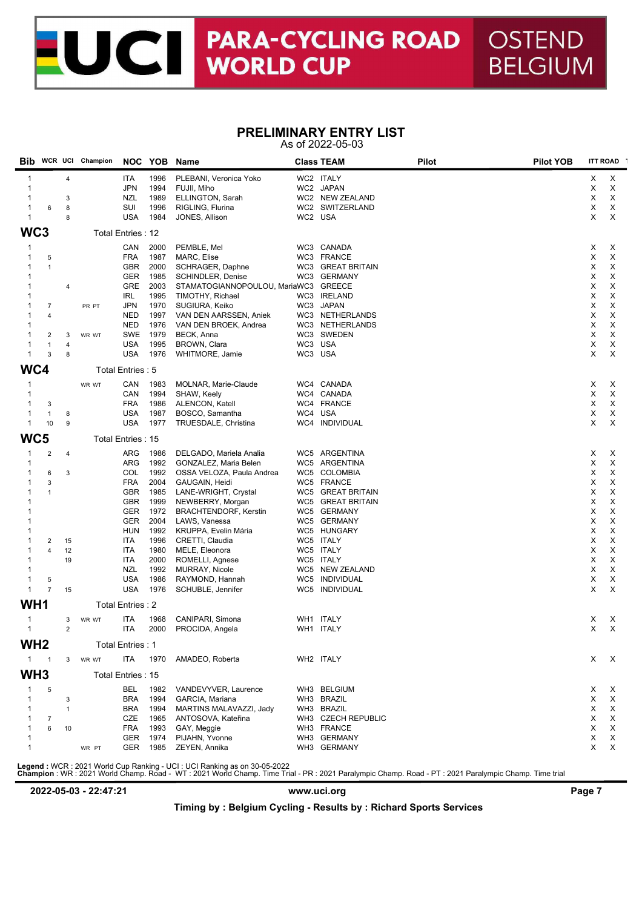# UCI PARA-CYCLING ROAD WORLD CUP OSTEND BELGIUM

## PRELIMINARY ENTRY LIST

As of 2022-05-03

| Bib | WCR | UCI | Champion | NOC | YOB | Name | Class | TEAM | Pilot | Pilot YOB | ITT | ROAD |
|---|---|---|---|---|---|---|---|---|---|---|---|---|
| 1 | | 4 | | ITA | 1996 | PLEBANI, Veronica Yoko | WC2 | ITALY | | | X | X |
| 1 | | | | JPN | 1994 | FUJII, Miho | WC2 | JAPAN | | | X | X |
| 1 | | 3 | | NZL | 1989 | ELLINGTON, Sarah | WC2 | NEW ZEALAND | | | X | X |
| 1 | 6 | 8 | | SUI | 1996 | RIGLING, Flurina | WC2 | SWITZERLAND | | | X | X |
| 1 | | 8 | | USA | 1984 | JONES, Allison | WC2 | USA | | | X | X |

### WC3 — Total Entries : 12

| Bib | WCR | UCI | Champion | NOC | YOB | Name | Class | TEAM | Pilot | Pilot YOB | ITT | ROAD |
|---|---|---|---|---|---|---|---|---|---|---|---|---|
| 1 | | | | CAN | 2000 | PEMBLE, Mel | WC3 | CANADA | | | X | X |
| 1 | 5 | | | FRA | 1987 | MARC, Elise | WC3 | FRANCE | | | X | X |
| 1 | 1 | | | GBR | 2000 | SCHRAGER, Daphne | WC3 | GREAT BRITAIN | | | X | X |
| 1 | | | | GER | 1985 | SCHINDLER, Denise | WC3 | GERMANY | | | X | X |
| 1 | | 4 | | GRE | 2003 | STAMATOGIANNOPOULOU, Maria | WC3 | GREECE | | | X | X |
| 1 | | | | IRL | 1995 | TIMOTHY, Richael | WC3 | IRELAND | | | X | X |
| 1 | 7 | | PR PT | JPN | 1970 | SUGIURA, Keiko | WC3 | JAPAN | | | X | X |
| 1 | 4 | | | NED | 1997 | VAN DEN AARSSEN, Aniek | WC3 | NETHERLANDS | | | X | X |
| 1 | | | | NED | 1976 | VAN DEN BROEK, Andrea | WC3 | NETHERLANDS | | | X | X |
| 1 | 2 | 3 | WR WT | SWE | 1979 | BECK, Anna | WC3 | SWEDEN | | | X | X |
| 1 | 1 | 4 | | USA | 1995 | BROWN, Clara | WC3 | USA | | | X | X |
| 1 | 3 | 8 | | USA | 1976 | WHITMORE, Jamie | WC3 | USA | | | X | X |

### WC4 — Total Entries : 5

| Bib | WCR | UCI | Champion | NOC | YOB | Name | Class | TEAM | Pilot | Pilot YOB | ITT | ROAD |
|---|---|---|---|---|---|---|---|---|---|---|---|---|
| 1 | | | WR WT | CAN | 1983 | MOLNAR, Marie-Claude | WC4 | CANADA | | | X | X |
| 1 | | | | CAN | 1994 | SHAW, Keely | WC4 | CANADA | | | X | X |
| 1 | 3 | | | FRA | 1986 | ALENCON, Katell | WC4 | FRANCE | | | X | X |
| 1 | 1 | 8 | | USA | 1987 | BOSCO, Samantha | WC4 | USA | | | X | X |
| 1 | 10 | 9 | | USA | 1977 | TRUESDALE, Christina | WC4 | INDIVIDUAL | | | X | X |

### WC5 — Total Entries : 15

| Bib | WCR | UCI | Champion | NOC | YOB | Name | Class | TEAM | Pilot | Pilot YOB | ITT | ROAD |
|---|---|---|---|---|---|---|---|---|---|---|---|---|
| 1 | 2 | 4 | | ARG | 1986 | DELGADO, Mariela Analia | WC5 | ARGENTINA | | | X | X |
| 1 | | | | ARG | 1992 | GONZALEZ, Maria Belen | WC5 | ARGENTINA | | | X | X |
| 1 | 6 | 3 | | COL | 1992 | OSSA VELOZA, Paula Andrea | WC5 | COLOMBIA | | | X | X |
| 1 | 3 | | | FRA | 2004 | GAUGAIN, Heidi | WC5 | FRANCE | | | X | X |
| 1 | 1 | | | GBR | 1985 | LANE-WRIGHT, Crystal | WC5 | GREAT BRITAIN | | | X | X |
| 1 | | | | GBR | 1999 | NEWBERRY, Morgan | WC5 | GREAT BRITAIN | | | X | X |
| 1 | | | | GER | 1972 | BRACHTENDORF, Kerstin | WC5 | GERMANY | | | X | X |
| 1 | | | | GER | 2004 | LAWS, Vanessa | WC5 | GERMANY | | | X | X |
| 1 | | | | HUN | 1992 | KRUPPA, Evelin Mária | WC5 | HUNGARY | | | X | X |
| 1 | 2 | 15 | | ITA | 1996 | CRETTI, Claudia | WC5 | ITALY | | | X | X |
| 1 | 4 | 12 | | ITA | 1980 | MELE, Eleonora | WC5 | ITALY | | | X | X |
| 1 | | 19 | | ITA | 2000 | ROMELLI, Agnese | WC5 | ITALY | | | X | X |
| 1 | | | | NZL | 1992 | MURRAY, Nicole | WC5 | NEW ZEALAND | | | X | X |
| 1 | 5 | | | USA | 1986 | RAYMOND, Hannah | WC5 | INDIVIDUAL | | | X | X |
| 1 | 7 | 15 | | USA | 1976 | SCHUBLE, Jennifer | WC5 | INDIVIDUAL | | | X | X |

### WH1 — Total Entries : 2

| Bib | WCR | UCI | Champion | NOC | YOB | Name | Class | TEAM | Pilot | Pilot YOB | ITT | ROAD |
|---|---|---|---|---|---|---|---|---|---|---|---|---|
| 1 | | 3 | WR WT | ITA | 1968 | CANIPARI, Simona | WH1 | ITALY | | | X | X |
| 1 | | 2 | | ITA | 2000 | PROCIDA, Angela | WH1 | ITALY | | | X | X |

### WH2 — Total Entries : 1

| Bib | WCR | UCI | Champion | NOC | YOB | Name | Class | TEAM | Pilot | Pilot YOB | ITT | ROAD |
|---|---|---|---|---|---|---|---|---|---|---|---|---|
| 1 | 1 | 3 | WR WT | ITA | 1970 | AMADEO, Roberta | WH2 | ITALY | | | X | X |

### WH3 — Total Entries : 15

| Bib | WCR | UCI | Champion | NOC | YOB | Name | Class | TEAM | Pilot | Pilot YOB | ITT | ROAD |
|---|---|---|---|---|---|---|---|---|---|---|---|---|
| 1 | 5 | | | BEL | 1982 | VANDEVYVER, Laurence | WH3 | BELGIUM | | | X | X |
| 1 | | 3 | | BRA | 1994 | GARCIA, Mariana | WH3 | BRAZIL | | | X | X |
| 1 | | 1 | | BRA | 1994 | MARTINS MALAVAZZI, Jady | WH3 | BRAZIL | | | X | X |
| 1 | 7 | | | CZE | 1965 | ANTOSOVA, Kateřina | WH3 | CZECH REPUBLIC | | | X | X |
| 1 | 6 | 10 | | FRA | 1993 | GAY, Meggie | WH3 | FRANCE | | | X | X |
| 1 | | | | GER | 1974 | PIJAHN, Yvonne | WH3 | GERMANY | | | X | X |
| 1 | | | WR PT | GER | 1985 | ZEYEN, Annika | WH3 | GERMANY | | | X | X |

**Legend** : WCR : 2021 World Cup Ranking - UCI : UCI Ranking as on 30-05-2022
**Champion** : WR : 2021 World Champ. Road - WT : 2021 World Champ. Time Trial - PR : 2021 Paralympic Champ. Road - PT : 2021 Paralympic Champ. Time trial

**2022-05-03 - 22:47:21** — www.uci.org

**Timing by : Belgium Cycling - Results by : Richard Sports Services**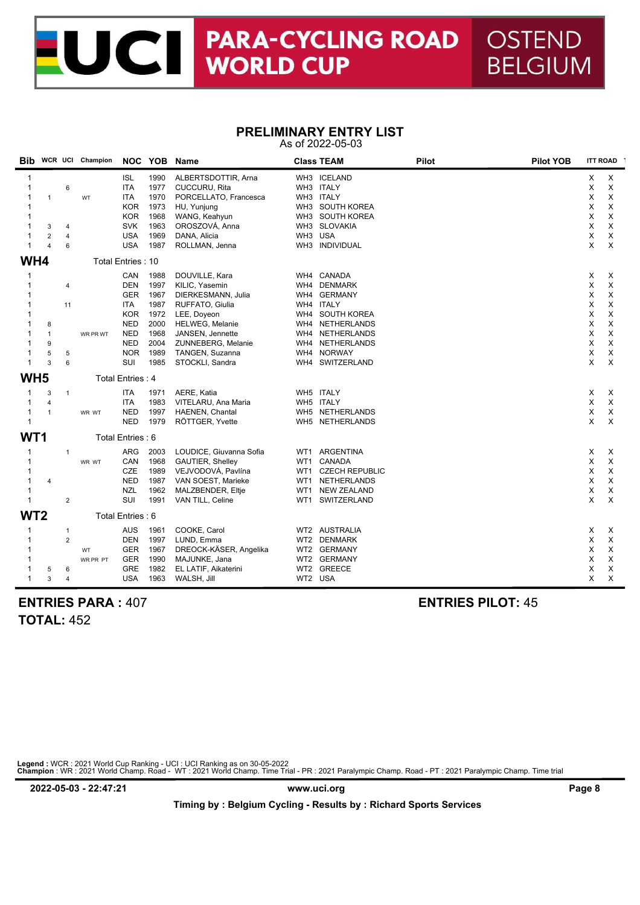# UCI PARA-CYCLING ROAD WORLD CUP OSTEND BELGIUM

## PRELIMINARY ENTRY LIST

As of 2022-05-03

| Bib | WCR | UCI | Champion | NOC | YOB | Name | Class | TEAM | Pilot | Pilot YOB | ITT | ROAD |
|---|---|---|---|---|---|---|---|---|---|---|---|---|
| 1 | | | | ISL | 1990 | ALBERTSDOTTIR, Arna | WH3 | ICELAND | | | X | X |
| 1 | | 6 | | ITA | 1977 | CUCCURU, Rita | WH3 | ITALY | | | X | X |
| 1 | 1 | | WT | ITA | 1970 | PORCELLATO, Francesca | WH3 | ITALY | | | X | X |
| 1 | | | | KOR | 1973 | HU, Yunjung | WH3 | SOUTH KOREA | | | X | X |
| 1 | | | | KOR | 1968 | WANG, Keahyun | WH3 | SOUTH KOREA | | | X | X |
| 1 | 3 | 4 | | SVK | 1963 | OROSZOVÁ, Anna | WH3 | SLOVAKIA | | | X | X |
| 1 | 2 | 4 | | USA | 1969 | DANA, Alicia | WH3 | USA | | | X | X |
| 1 | 4 | 6 | | USA | 1987 | ROLLMAN, Jenna | WH3 | INDIVIDUAL | | | X | X |
| **WH4** | | | | Total Entries : 10 | | | | | | | | |
| 1 | | | | CAN | 1988 | DOUVILLE, Kara | WH4 | CANADA | | | X | X |
| 1 | | 4 | | DEN | 1997 | KILIC, Yasemin | WH4 | DENMARK | | | X | X |
| 1 | | | | GER | 1967 | DIERKESMANN, Julia | WH4 | GERMANY | | | X | X |
| 1 | | 11 | | ITA | 1987 | RUFFATO, Giulia | WH4 | ITALY | | | X | X |
| 1 | | | | KOR | 1972 | LEE, Doyeon | WH4 | SOUTH KOREA | | | X | X |
| 1 | 8 | | | NED | 2000 | HELWEG, Melanie | WH4 | NETHERLANDS | | | X | X |
| 1 | 1 | | WR PR WT | NED | 1968 | JANSEN, Jennette | WH4 | NETHERLANDS | | | X | X |
| 1 | 9 | | | NED | 2004 | ZUNNEBERG, Melanie | WH4 | NETHERLANDS | | | X | X |
| 1 | 5 | 5 | | NOR | 1989 | TANGEN, Suzanna | WH4 | NORWAY | | | X | X |
| 1 | 3 | 6 | | SUI | 1985 | STÖCKLI, Sandra | WH4 | SWITZERLAND | | | X | X |
| **WH5** | | | | Total Entries : 4 | | | | | | | | |
| 1 | 3 | 1 | | ITA | 1971 | AERE, Katia | WH5 | ITALY | | | X | X |
| 1 | 4 | | | ITA | 1983 | VITELARU, Ana Maria | WH5 | ITALY | | | X | X |
| 1 | 1 | | WR WT | NED | 1997 | HAENEN, Chantal | WH5 | NETHERLANDS | | | X | X |
| 1 | | | | NED | 1979 | RÖTTGER, Yvette | WH5 | NETHERLANDS | | | X | X |
| **WT1** | | | | Total Entries : 6 | | | | | | | | |
| 1 | | 1 | | ARG | 2003 | LOUDICE, Giuvanna Sofia | WT1 | ARGENTINA | | | X | X |
| 1 | | | WR WT | CAN | 1968 | GAUTIER, Shelley | WT1 | CANADA | | | X | X |
| 1 | | | | CZE | 1989 | VEJVODOVÁ, Pavlína | WT1 | CZECH REPUBLIC | | | X | X |
| 1 | 4 | | | NED | 1987 | VAN SOEST, Marieke | WT1 | NETHERLANDS | | | X | X |
| 1 | | | | NZL | 1962 | MALZBENDER, Eltje | WT1 | NEW ZEALAND | | | X | X |
| 1 | | 2 | | SUI | 1991 | VAN TILL, Celine | WT1 | SWITZERLAND | | | X | X |
| **WT2** | | | | Total Entries : 6 | | | | | | | | |
| 1 | | 1 | | AUS | 1961 | COOKE, Carol | WT2 | AUSTRALIA | | | X | X |
| 1 | | 2 | | DEN | 1997 | LUND, Emma | WT2 | DENMARK | | | X | X |
| 1 | | | WT | GER | 1967 | DREOCK-KÄSER, Angelika | WT2 | GERMANY | | | X | X |
| 1 | | | WR PR PT | GER | 1990 | MAJUNKE, Jana | WT2 | GERMANY | | | X | X |
| 1 | 5 | 6 | | GRE | 1982 | EL LATIF, Aikaterini | WT2 | GREECE | | | X | X |
| 1 | 3 | 4 | | USA | 1963 | WALSH, Jill | WT2 | USA | | | X | X |

**ENTRIES PARA :** 407

**ENTRIES PILOT:** 45

**TOTAL:** 452

**Legend** : WCR : 2021 World Cup Ranking - UCI : UCI Ranking as on 30-05-2022
**Champion** : WR : 2021 World Champ. Road - WT : 2021 World Champ. Time Trial - PR : 2021 Paralympic Champ. Road - PT : 2021 Paralympic Champ. Time trial

**2022-05-03 - 22:47:21** **www.uci.org**

**Timing by : Belgium Cycling - Results by : Richard Sports Services**